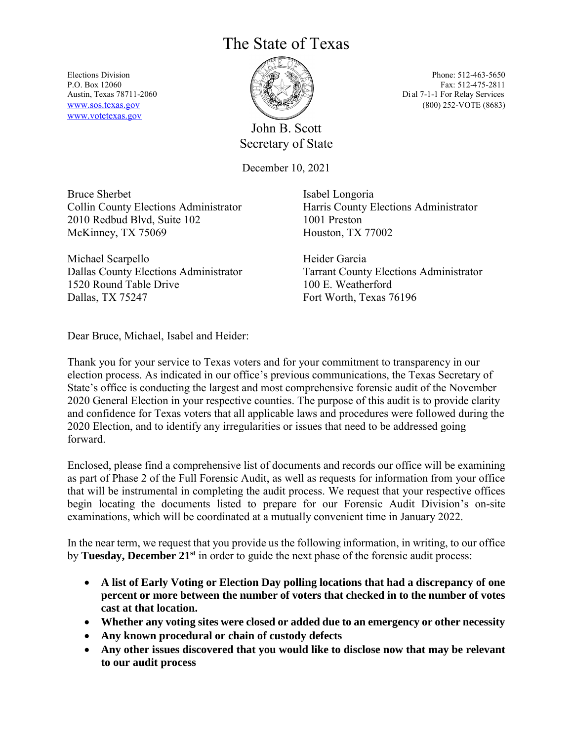# The State of Texas

Elections Division
P.O. Box 12060
Austin, Texas 78711-2060
www.sos.texas.gov
www.votetexas.gov

Phone: 512-463-5650
Fax: 512-475-2811
Dial 7-1-1 For Relay Services
(800) 252-VOTE (8683)

John B. Scott
Secretary of State

December 10, 2021

Bruce Sherbet
Collin County Elections Administrator
2010 Redbud Blvd, Suite 102
McKinney, TX 75069

Isabel Longoria
Harris County Elections Administrator
1001 Preston
Houston, TX 77002

Michael Scarpello
Dallas County Elections Administrator
1520 Round Table Drive
Dallas, TX 75247

Heider Garcia
Tarrant County Elections Administrator
100 E. Weatherford
Fort Worth, Texas 76196

Dear Bruce, Michael, Isabel and Heider:

Thank you for your service to Texas voters and for your commitment to transparency in our election process. As indicated in our office's previous communications, the Texas Secretary of State's office is conducting the largest and most comprehensive forensic audit of the November 2020 General Election in your respective counties. The purpose of this audit is to provide clarity and confidence for Texas voters that all applicable laws and procedures were followed during the 2020 Election, and to identify any irregularities or issues that need to be addressed going forward.

Enclosed, please find a comprehensive list of documents and records our office will be examining as part of Phase 2 of the Full Forensic Audit, as well as requests for information from your office that will be instrumental in completing the audit process. We request that your respective offices begin locating the documents listed to prepare for our Forensic Audit Division's on-site examinations, which will be coordinated at a mutually convenient time in January 2022.

In the near term, we request that you provide us the following information, in writing, to our office by **Tuesday, December 21st** in order to guide the next phase of the forensic audit process:

- **A list of Early Voting or Election Day polling locations that had a discrepancy of one percent or more between the number of voters that checked in to the number of votes cast at that location.**
- **Whether any voting sites were closed or added due to an emergency or other necessity**
- **Any known procedural or chain of custody defects**
- **Any other issues discovered that you would like to disclose now that may be relevant to our audit process**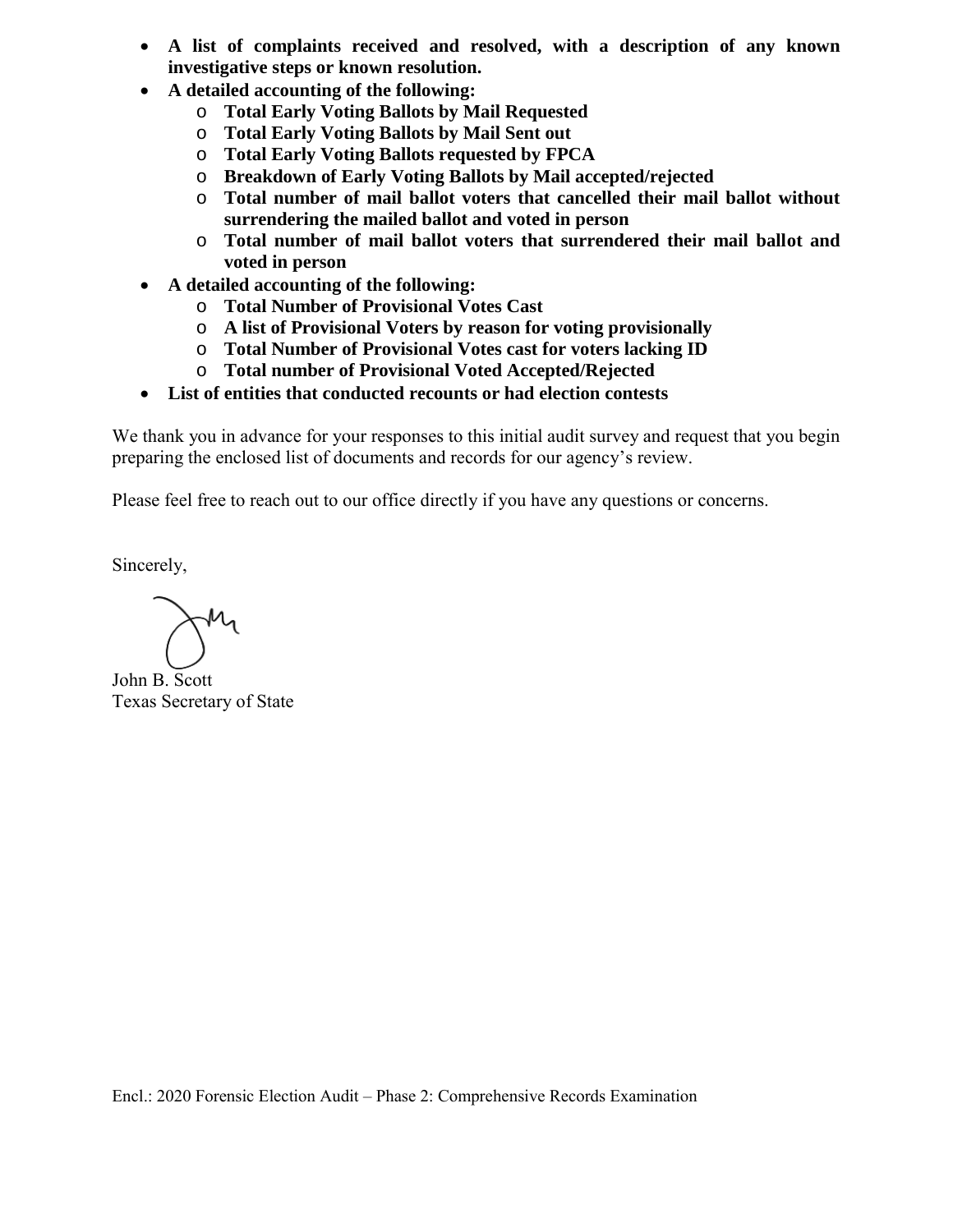- **A list of complaints received and resolved, with a description of any known investigative steps or known resolution.**
- **A detailed accounting of the following:**
  - **Total Early Voting Ballots by Mail Requested**
  - **Total Early Voting Ballots by Mail Sent out**
  - **Total Early Voting Ballots requested by FPCA**
  - **Breakdown of Early Voting Ballots by Mail accepted/rejected**
  - **Total number of mail ballot voters that cancelled their mail ballot without surrendering the mailed ballot and voted in person**
  - **Total number of mail ballot voters that surrendered their mail ballot and voted in person**
- **A detailed accounting of the following:**
  - **Total Number of Provisional Votes Cast**
  - **A list of Provisional Voters by reason for voting provisionally**
  - **Total Number of Provisional Votes cast for voters lacking ID**
  - **Total number of Provisional Voted Accepted/Rejected**
- **List of entities that conducted recounts or had election contests**

We thank you in advance for your responses to this initial audit survey and request that you begin preparing the enclosed list of documents and records for our agency's review.

Please feel free to reach out to our office directly if you have any questions or concerns.

Sincerely,

John B. Scott
Texas Secretary of State

Encl.: 2020 Forensic Election Audit – Phase 2: Comprehensive Records Examination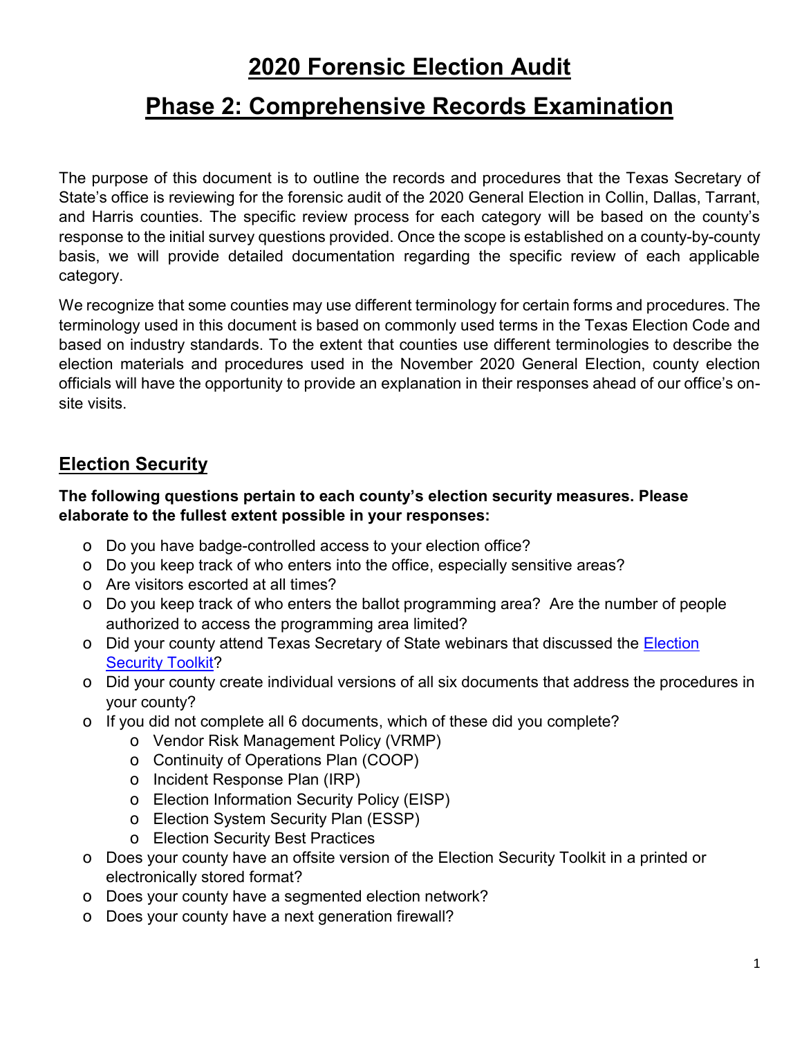# 2020 Forensic Election Audit

# Phase 2: Comprehensive Records Examination

The purpose of this document is to outline the records and procedures that the Texas Secretary of State's office is reviewing for the forensic audit of the 2020 General Election in Collin, Dallas, Tarrant, and Harris counties. The specific review process for each category will be based on the county's response to the initial survey questions provided. Once the scope is established on a county-by-county basis, we will provide detailed documentation regarding the specific review of each applicable category.

We recognize that some counties may use different terminology for certain forms and procedures. The terminology used in this document is based on commonly used terms in the Texas Election Code and based on industry standards. To the extent that counties use different terminologies to describe the election materials and procedures used in the November 2020 General Election, county election officials will have the opportunity to provide an explanation in their responses ahead of our office's on-site visits.

## Election Security

**The following questions pertain to each county's election security measures. Please elaborate to the fullest extent possible in your responses:**

- Do you have badge-controlled access to your election office?
- Do you keep track of who enters into the office, especially sensitive areas?
- Are visitors escorted at all times?
- Do you keep track of who enters the ballot programming area? Are the number of people authorized to access the programming area limited?
- Did your county attend Texas Secretary of State webinars that discussed the Election Security Toolkit?
- Did your county create individual versions of all six documents that address the procedures in your county?
- If you did not complete all 6 documents, which of these did you complete?
  - Vendor Risk Management Policy (VRMP)
  - Continuity of Operations Plan (COOP)
  - Incident Response Plan (IRP)
  - Election Information Security Policy (EISP)
  - Election System Security Plan (ESSP)
  - Election Security Best Practices
- Does your county have an offsite version of the Election Security Toolkit in a printed or electronically stored format?
- Does your county have a segmented election network?
- Does your county have a next generation firewall?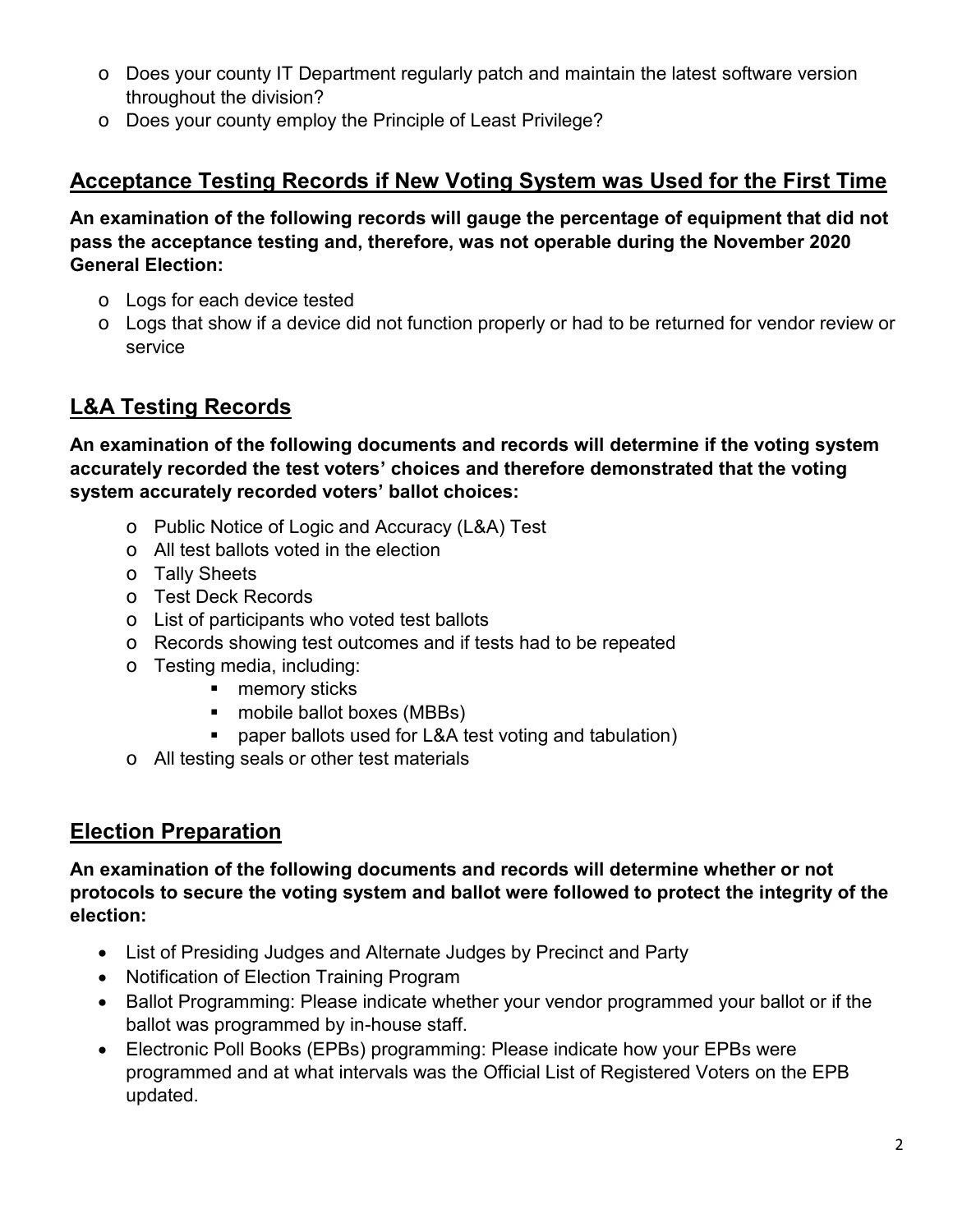- Does your county IT Department regularly patch and maintain the latest software version throughout the division?
- Does your county employ the Principle of Least Privilege?

## Acceptance Testing Records if New Voting System was Used for the First Time

**An examination of the following records will gauge the percentage of equipment that did not pass the acceptance testing and, therefore, was not operable during the November 2020 General Election:**

- Logs for each device tested
- Logs that show if a device did not function properly or had to be returned for vendor review or service

## L&A Testing Records

**An examination of the following documents and records will determine if the voting system accurately recorded the test voters' choices and therefore demonstrated that the voting system accurately recorded voters' ballot choices:**

- Public Notice of Logic and Accuracy (L&A) Test
- All test ballots voted in the election
- Tally Sheets
- Test Deck Records
- List of participants who voted test ballots
- Records showing test outcomes and if tests had to be repeated
- Testing media, including:
  - memory sticks
  - mobile ballot boxes (MBBs)
  - paper ballots used for L&A test voting and tabulation)
- All testing seals or other test materials

## Election Preparation

**An examination of the following documents and records will determine whether or not protocols to secure the voting system and ballot were followed to protect the integrity of the election:**

- List of Presiding Judges and Alternate Judges by Precinct and Party
- Notification of Election Training Program
- Ballot Programming: Please indicate whether your vendor programmed your ballot or if the ballot was programmed by in-house staff.
- Electronic Poll Books (EPBs) programming: Please indicate how your EPBs were programmed and at what intervals was the Official List of Registered Voters on the EPB updated.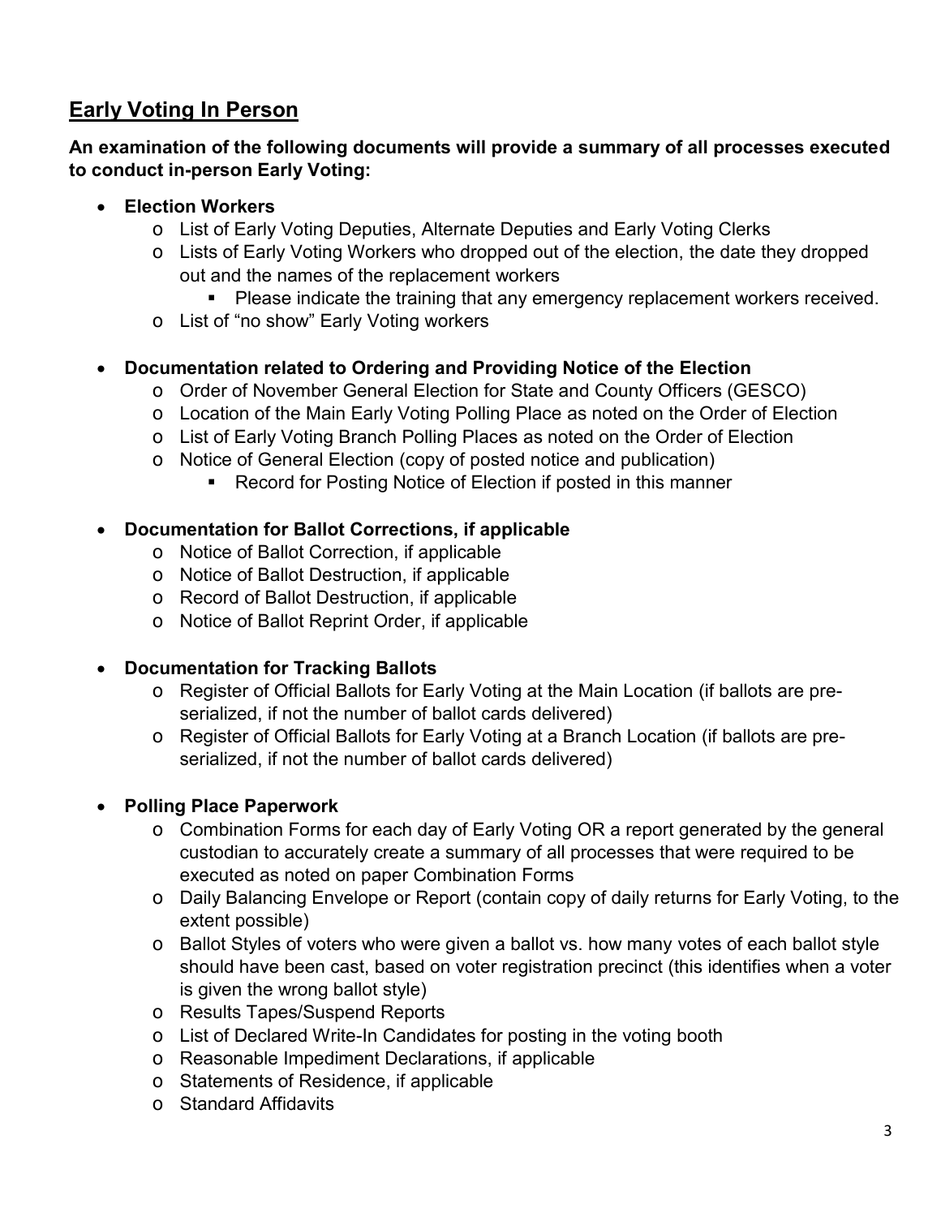## Early Voting In Person

**An examination of the following documents will provide a summary of all processes executed to conduct in-person Early Voting:**

- **Election Workers**
  - List of Early Voting Deputies, Alternate Deputies and Early Voting Clerks
  - Lists of Early Voting Workers who dropped out of the election, the date they dropped out and the names of the replacement workers
    - Please indicate the training that any emergency replacement workers received.
  - List of "no show" Early Voting workers
- **Documentation related to Ordering and Providing Notice of the Election**
  - Order of November General Election for State and County Officers (GESCO)
  - Location of the Main Early Voting Polling Place as noted on the Order of Election
  - List of Early Voting Branch Polling Places as noted on the Order of Election
  - Notice of General Election (copy of posted notice and publication)
    - Record for Posting Notice of Election if posted in this manner
- **Documentation for Ballot Corrections, if applicable**
  - Notice of Ballot Correction, if applicable
  - Notice of Ballot Destruction, if applicable
  - Record of Ballot Destruction, if applicable
  - Notice of Ballot Reprint Order, if applicable
- **Documentation for Tracking Ballots**
  - Register of Official Ballots for Early Voting at the Main Location (if ballots are pre-serialized, if not the number of ballot cards delivered)
  - Register of Official Ballots for Early Voting at a Branch Location (if ballots are pre-serialized, if not the number of ballot cards delivered)
- **Polling Place Paperwork**
  - Combination Forms for each day of Early Voting OR a report generated by the general custodian to accurately create a summary of all processes that were required to be executed as noted on paper Combination Forms
  - Daily Balancing Envelope or Report (contain copy of daily returns for Early Voting, to the extent possible)
  - Ballot Styles of voters who were given a ballot vs. how many votes of each ballot style should have been cast, based on voter registration precinct (this identifies when a voter is given the wrong ballot style)
  - Results Tapes/Suspend Reports
  - List of Declared Write-In Candidates for posting in the voting booth
  - Reasonable Impediment Declarations, if applicable
  - Statements of Residence, if applicable
  - Standard Affidavits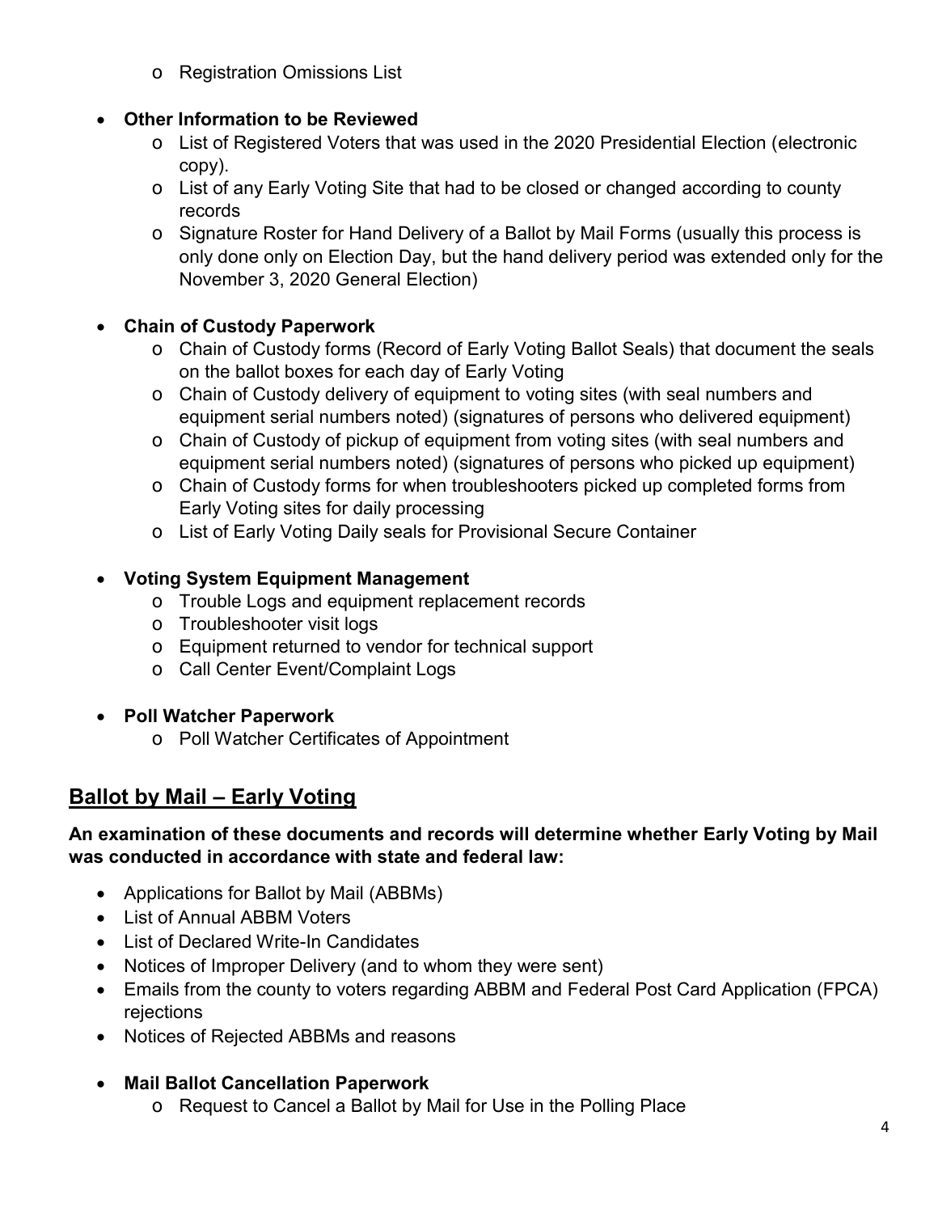- Registration Omissions List

- **Other Information to be Reviewed**
  - List of Registered Voters that was used in the 2020 Presidential Election (electronic copy).
  - List of any Early Voting Site that had to be closed or changed according to county records
  - Signature Roster for Hand Delivery of a Ballot by Mail Forms (usually this process is only done only on Election Day, but the hand delivery period was extended only for the November 3, 2020 General Election)

- **Chain of Custody Paperwork**
  - Chain of Custody forms (Record of Early Voting Ballot Seals) that document the seals on the ballot boxes for each day of Early Voting
  - Chain of Custody delivery of equipment to voting sites (with seal numbers and equipment serial numbers noted) (signatures of persons who delivered equipment)
  - Chain of Custody of pickup of equipment from voting sites (with seal numbers and equipment serial numbers noted) (signatures of persons who picked up equipment)
  - Chain of Custody forms for when troubleshooters picked up completed forms from Early Voting sites for daily processing
  - List of Early Voting Daily seals for Provisional Secure Container

- **Voting System Equipment Management**
  - Trouble Logs and equipment replacement records
  - Troubleshooter visit logs
  - Equipment returned to vendor for technical support
  - Call Center Event/Complaint Logs

- **Poll Watcher Paperwork**
  - Poll Watcher Certificates of Appointment

## Ballot by Mail – Early Voting

**An examination of these documents and records will determine whether Early Voting by Mail was conducted in accordance with state and federal law:**

- Applications for Ballot by Mail (ABBMs)
- List of Annual ABBM Voters
- List of Declared Write-In Candidates
- Notices of Improper Delivery (and to whom they were sent)
- Emails from the county to voters regarding ABBM and Federal Post Card Application (FPCA) rejections
- Notices of Rejected ABBMs and reasons

- **Mail Ballot Cancellation Paperwork**
  - Request to Cancel a Ballot by Mail for Use in the Polling Place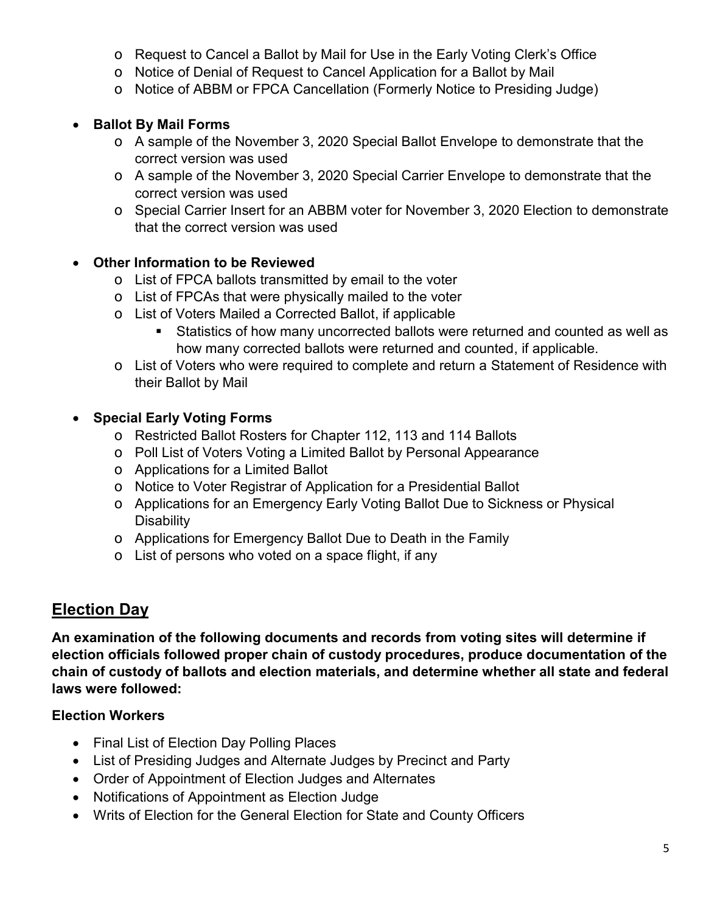- Request to Cancel a Ballot by Mail for Use in the Early Voting Clerk's Office
  - Notice of Denial of Request to Cancel Application for a Ballot by Mail
  - Notice of ABBM or FPCA Cancellation (Formerly Notice to Presiding Judge)

- **Ballot By Mail Forms**
  - A sample of the November 3, 2020 Special Ballot Envelope to demonstrate that the correct version was used
  - A sample of the November 3, 2020 Special Carrier Envelope to demonstrate that the correct version was used
  - Special Carrier Insert for an ABBM voter for November 3, 2020 Election to demonstrate that the correct version was used

- **Other Information to be Reviewed**
  - List of FPCA ballots transmitted by email to the voter
  - List of FPCAs that were physically mailed to the voter
  - List of Voters Mailed a Corrected Ballot, if applicable
    - Statistics of how many uncorrected ballots were returned and counted as well as how many corrected ballots were returned and counted, if applicable.
  - List of Voters who were required to complete and return a Statement of Residence with their Ballot by Mail

- **Special Early Voting Forms**
  - Restricted Ballot Rosters for Chapter 112, 113 and 114 Ballots
  - Poll List of Voters Voting a Limited Ballot by Personal Appearance
  - Applications for a Limited Ballot
  - Notice to Voter Registrar of Application for a Presidential Ballot
  - Applications for an Emergency Early Voting Ballot Due to Sickness or Physical Disability
  - Applications for Emergency Ballot Due to Death in the Family
  - List of persons who voted on a space flight, if any

## Election Day

**An examination of the following documents and records from voting sites will determine if election officials followed proper chain of custody procedures, produce documentation of the chain of custody of ballots and election materials, and determine whether all state and federal laws were followed:**

### Election Workers

- Final List of Election Day Polling Places
- List of Presiding Judges and Alternate Judges by Precinct and Party
- Order of Appointment of Election Judges and Alternates
- Notifications of Appointment as Election Judge
- Writs of Election for the General Election for State and County Officers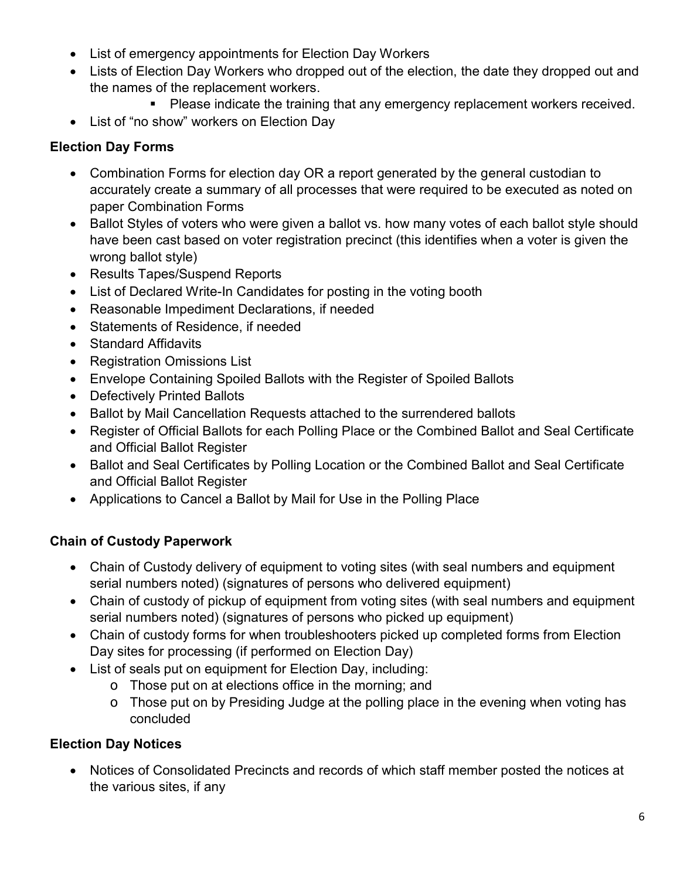- List of emergency appointments for Election Day Workers
- Lists of Election Day Workers who dropped out of the election, the date they dropped out and the names of the replacement workers.
    - Please indicate the training that any emergency replacement workers received.
- List of "no show" workers on Election Day

### Election Day Forms

- Combination Forms for election day OR a report generated by the general custodian to accurately create a summary of all processes that were required to be executed as noted on paper Combination Forms
- Ballot Styles of voters who were given a ballot vs. how many votes of each ballot style should have been cast based on voter registration precinct (this identifies when a voter is given the wrong ballot style)
- Results Tapes/Suspend Reports
- List of Declared Write-In Candidates for posting in the voting booth
- Reasonable Impediment Declarations, if needed
- Statements of Residence, if needed
- Standard Affidavits
- Registration Omissions List
- Envelope Containing Spoiled Ballots with the Register of Spoiled Ballots
- Defectively Printed Ballots
- Ballot by Mail Cancellation Requests attached to the surrendered ballots
- Register of Official Ballots for each Polling Place or the Combined Ballot and Seal Certificate and Official Ballot Register
- Ballot and Seal Certificates by Polling Location or the Combined Ballot and Seal Certificate and Official Ballot Register
- Applications to Cancel a Ballot by Mail for Use in the Polling Place

### Chain of Custody Paperwork

- Chain of Custody delivery of equipment to voting sites (with seal numbers and equipment serial numbers noted) (signatures of persons who delivered equipment)
- Chain of custody of pickup of equipment from voting sites (with seal numbers and equipment serial numbers noted) (signatures of persons who picked up equipment)
- Chain of custody forms for when troubleshooters picked up completed forms from Election Day sites for processing (if performed on Election Day)
- List of seals put on equipment for Election Day, including:
    - Those put on at elections office in the morning; and
    - Those put on by Presiding Judge at the polling place in the evening when voting has concluded

### Election Day Notices

- Notices of Consolidated Precincts and records of which staff member posted the notices at the various sites, if any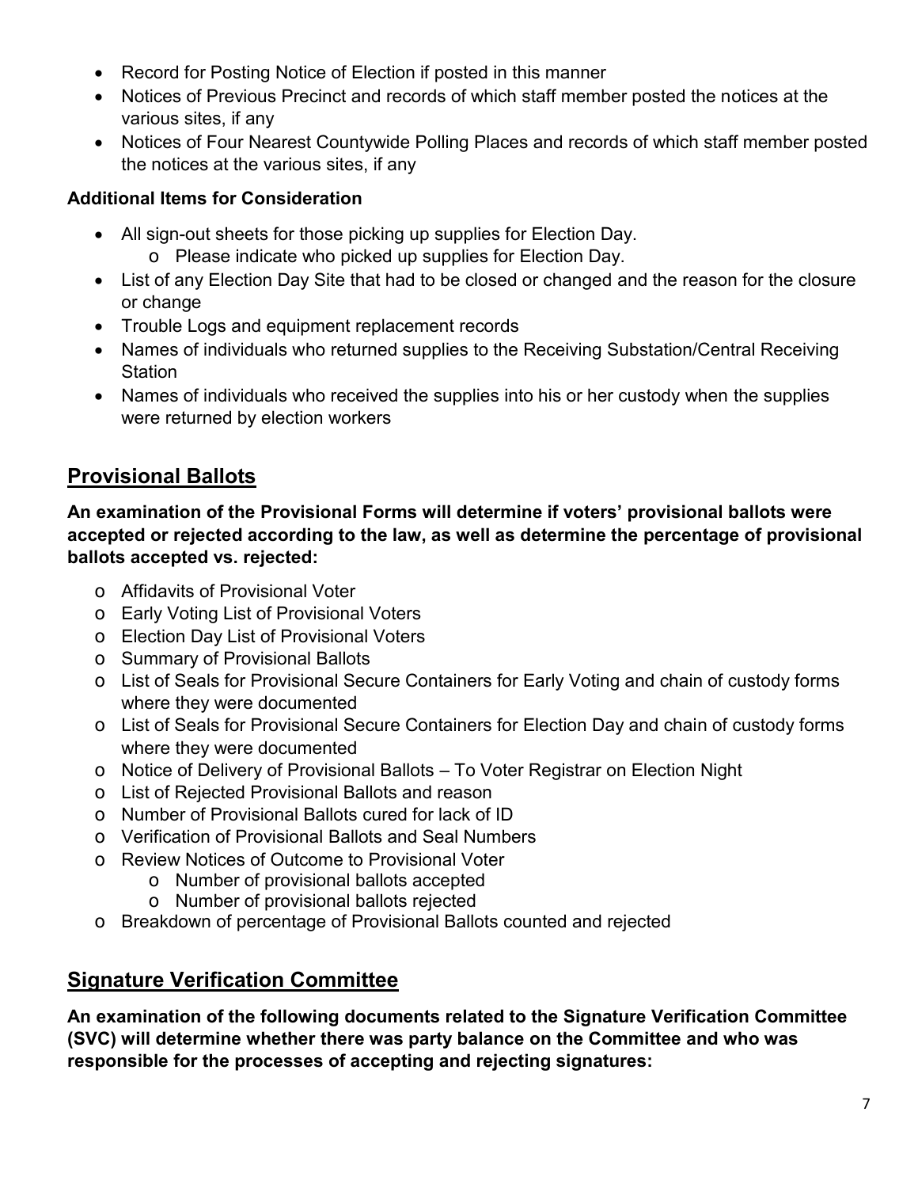- Record for Posting Notice of Election if posted in this manner
- Notices of Previous Precinct and records of which staff member posted the notices at the various sites, if any
- Notices of Four Nearest Countywide Polling Places and records of which staff member posted the notices at the various sites, if any

**Additional Items for Consideration**

- All sign-out sheets for those picking up supplies for Election Day.
  - Please indicate who picked up supplies for Election Day.
- List of any Election Day Site that had to be closed or changed and the reason for the closure or change
- Trouble Logs and equipment replacement records
- Names of individuals who returned supplies to the Receiving Substation/Central Receiving Station
- Names of individuals who received the supplies into his or her custody when the supplies were returned by election workers

## Provisional Ballots

**An examination of the Provisional Forms will determine if voters' provisional ballots were accepted or rejected according to the law, as well as determine the percentage of provisional ballots accepted vs. rejected:**

- Affidavits of Provisional Voter
- Early Voting List of Provisional Voters
- Election Day List of Provisional Voters
- Summary of Provisional Ballots
- List of Seals for Provisional Secure Containers for Early Voting and chain of custody forms where they were documented
- List of Seals for Provisional Secure Containers for Election Day and chain of custody forms where they were documented
- Notice of Delivery of Provisional Ballots – To Voter Registrar on Election Night
- List of Rejected Provisional Ballots and reason
- Number of Provisional Ballots cured for lack of ID
- Verification of Provisional Ballots and Seal Numbers
- Review Notices of Outcome to Provisional Voter
  - Number of provisional ballots accepted
  - Number of provisional ballots rejected
- Breakdown of percentage of Provisional Ballots counted and rejected

## Signature Verification Committee

**An examination of the following documents related to the Signature Verification Committee (SVC) will determine whether there was party balance on the Committee and who was responsible for the processes of accepting and rejecting signatures:**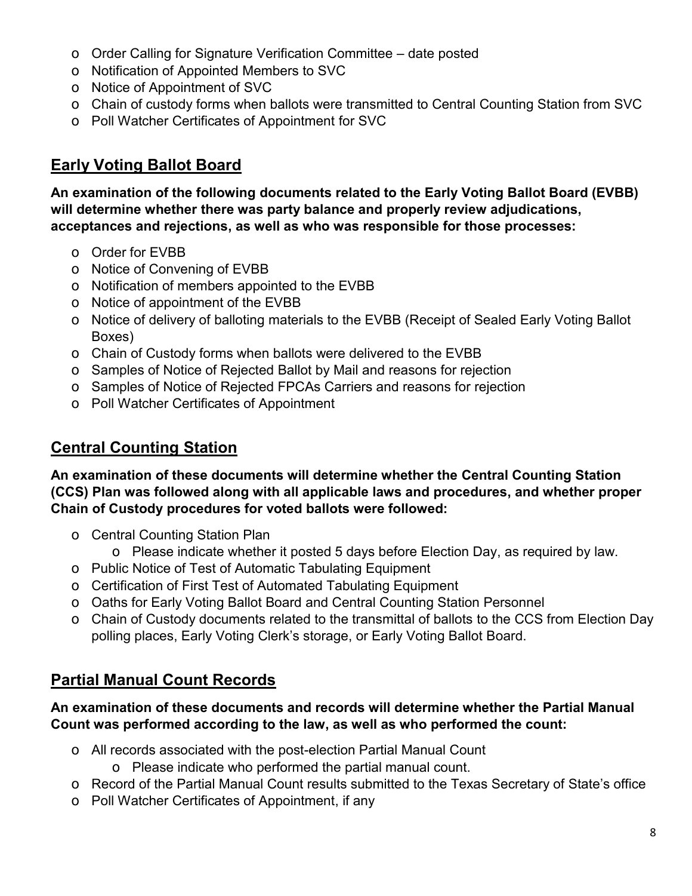- Order Calling for Signature Verification Committee – date posted
- Notification of Appointed Members to SVC
- Notice of Appointment of SVC
- Chain of custody forms when ballots were transmitted to Central Counting Station from SVC
- Poll Watcher Certificates of Appointment for SVC

## Early Voting Ballot Board

**An examination of the following documents related to the Early Voting Ballot Board (EVBB) will determine whether there was party balance and properly review adjudications, acceptances and rejections, as well as who was responsible for those processes:**

- Order for EVBB
- Notice of Convening of EVBB
- Notification of members appointed to the EVBB
- Notice of appointment of the EVBB
- Notice of delivery of balloting materials to the EVBB (Receipt of Sealed Early Voting Ballot Boxes)
- Chain of Custody forms when ballots were delivered to the EVBB
- Samples of Notice of Rejected Ballot by Mail and reasons for rejection
- Samples of Notice of Rejected FPCAs Carriers and reasons for rejection
- Poll Watcher Certificates of Appointment

## Central Counting Station

**An examination of these documents will determine whether the Central Counting Station (CCS) Plan was followed along with all applicable laws and procedures, and whether proper Chain of Custody procedures for voted ballots were followed:**

- Central Counting Station Plan
  - Please indicate whether it posted 5 days before Election Day, as required by law.
- Public Notice of Test of Automatic Tabulating Equipment
- Certification of First Test of Automated Tabulating Equipment
- Oaths for Early Voting Ballot Board and Central Counting Station Personnel
- Chain of Custody documents related to the transmittal of ballots to the CCS from Election Day polling places, Early Voting Clerk's storage, or Early Voting Ballot Board.

## Partial Manual Count Records

**An examination of these documents and records will determine whether the Partial Manual Count was performed according to the law, as well as who performed the count:**

- All records associated with the post-election Partial Manual Count
  - Please indicate who performed the partial manual count.
- Record of the Partial Manual Count results submitted to the Texas Secretary of State's office
- Poll Watcher Certificates of Appointment, if any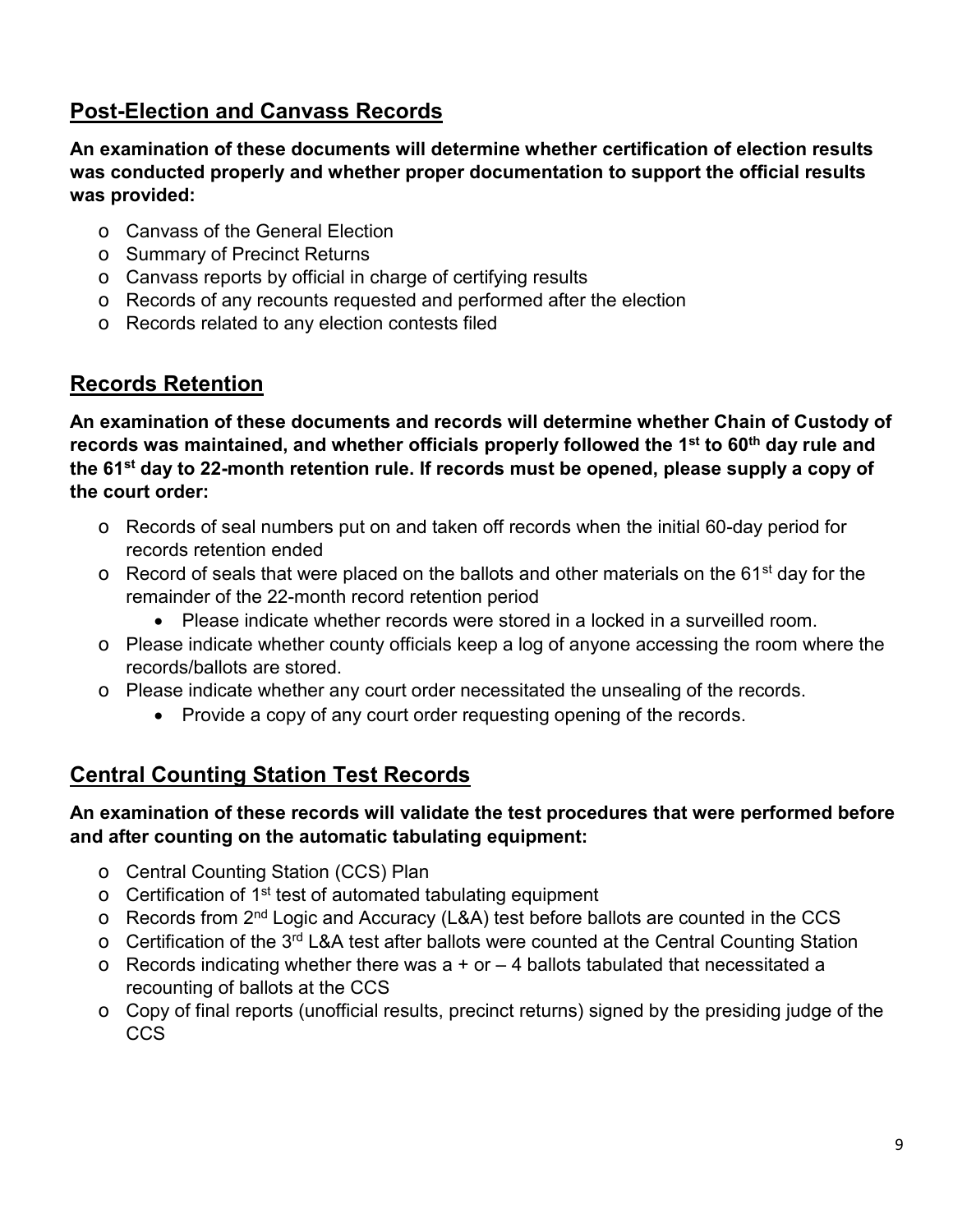## Post-Election and Canvass Records

**An examination of these documents will determine whether certification of election results was conducted properly and whether proper documentation to support the official results was provided:**

- Canvass of the General Election
- Summary of Precinct Returns
- Canvass reports by official in charge of certifying results
- Records of any recounts requested and performed after the election
- Records related to any election contests filed

## Records Retention

**An examination of these documents and records will determine whether Chain of Custody of records was maintained, and whether officials properly followed the 1st to 60th day rule and the 61st day to 22-month retention rule. If records must be opened, please supply a copy of the court order:**

- Records of seal numbers put on and taken off records when the initial 60-day period for records retention ended
- Record of seals that were placed on the ballots and other materials on the 61st day for the remainder of the 22-month record retention period
  - Please indicate whether records were stored in a locked in a surveilled room.
- Please indicate whether county officials keep a log of anyone accessing the room where the records/ballots are stored.
- Please indicate whether any court order necessitated the unsealing of the records.
  - Provide a copy of any court order requesting opening of the records.

## Central Counting Station Test Records

**An examination of these records will validate the test procedures that were performed before and after counting on the automatic tabulating equipment:**

- Central Counting Station (CCS) Plan
- Certification of 1st test of automated tabulating equipment
- Records from 2nd Logic and Accuracy (L&A) test before ballots are counted in the CCS
- Certification of the 3rd L&A test after ballots were counted at the Central Counting Station
- Records indicating whether there was a + or – 4 ballots tabulated that necessitated a recounting of ballots at the CCS
- Copy of final reports (unofficial results, precinct returns) signed by the presiding judge of the CCS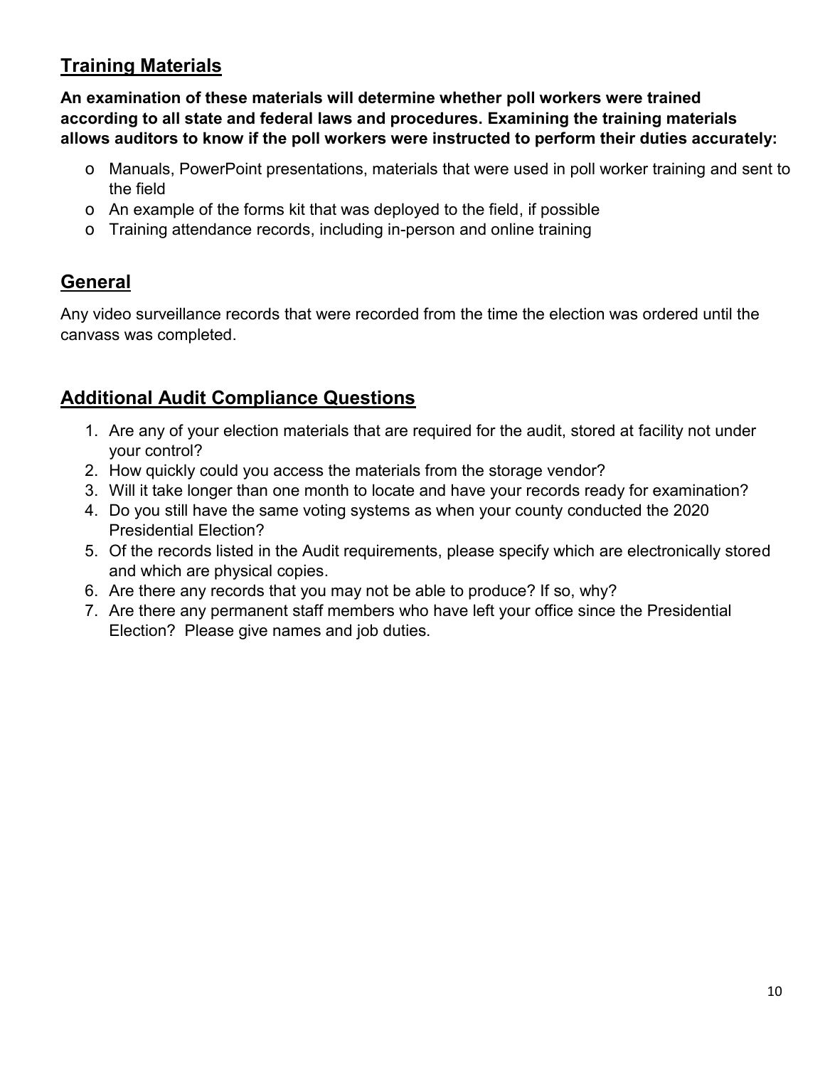## Training Materials

**An examination of these materials will determine whether poll workers were trained according to all state and federal laws and procedures. Examining the training materials allows auditors to know if the poll workers were instructed to perform their duties accurately:**

- Manuals, PowerPoint presentations, materials that were used in poll worker training and sent to the field
- An example of the forms kit that was deployed to the field, if possible
- Training attendance records, including in-person and online training

## General

Any video surveillance records that were recorded from the time the election was ordered until the canvass was completed.

## Additional Audit Compliance Questions

1. Are any of your election materials that are required for the audit, stored at facility not under your control?
2. How quickly could you access the materials from the storage vendor?
3. Will it take longer than one month to locate and have your records ready for examination?
4. Do you still have the same voting systems as when your county conducted the 2020 Presidential Election?
5. Of the records listed in the Audit requirements, please specify which are electronically stored and which are physical copies.
6. Are there any records that you may not be able to produce? If so, why?
7. Are there any permanent staff members who have left your office since the Presidential Election? Please give names and job duties.